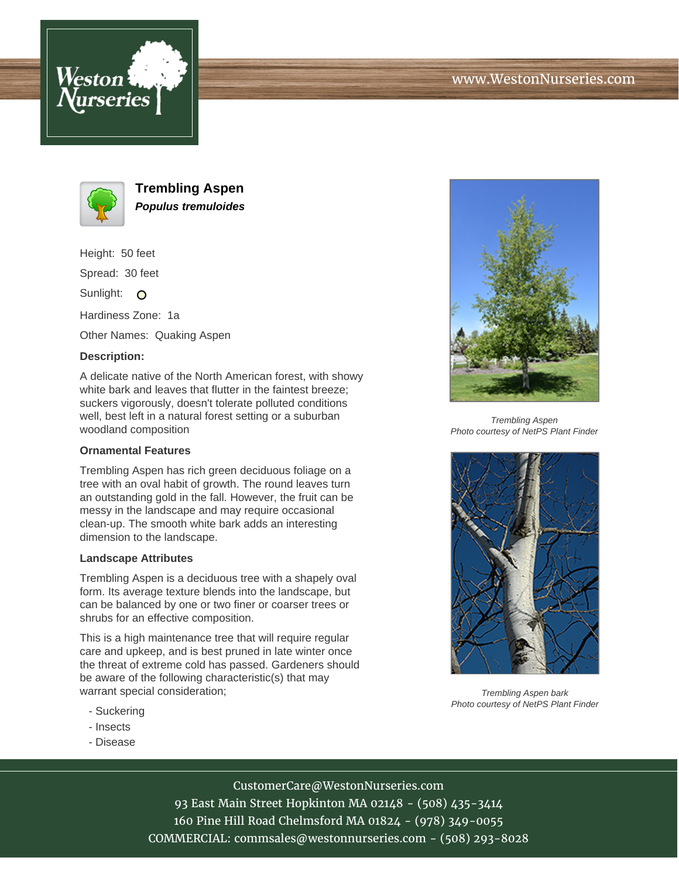# Trembling Aspen

***Populus tremuloides***

Height: 50 feet

Spread: 30 feet

Sunlight: O

Hardiness Zone: 1a

Other Names: Quaking Aspen

**Description:**

A delicate native of the North American forest, with showy white bark and leaves that flutter in the faintest breeze; suckers vigorously, doesn't tolerate polluted conditions well, best left in a natural forest setting or a suburban woodland composition

**Ornamental Features**

Trembling Aspen has rich green deciduous foliage on a tree with an oval habit of growth. The round leaves turn an outstanding gold in the fall. However, the fruit can be messy in the landscape and may require occasional clean-up. The smooth white bark adds an interesting dimension to the landscape.

**Landscape Attributes**

Trembling Aspen is a deciduous tree with a shapely oval form. Its average texture blends into the landscape, but can be balanced by one or two finer or coarser trees or shrubs for an effective composition.

This is a high maintenance tree that will require regular care and upkeep, and is best pruned in late winter once the threat of extreme cold has passed. Gardeners should be aware of the following characteristic(s) that may warrant special consideration;

- Suckering
- Insects
- Disease

*Trembling Aspen*
*Photo courtesy of NetPS Plant Finder*

*Trembling Aspen bark*
*Photo courtesy of NetPS Plant Finder*

CustomerCare@WestonNurseries.com
93 East Main Street Hopkinton MA 02148 - (508) 435-3414
160 Pine Hill Road Chelmsford MA 01824 - (978) 349-0055
COMMERCIAL: commsales@westonnurseries.com - (508) 293-8028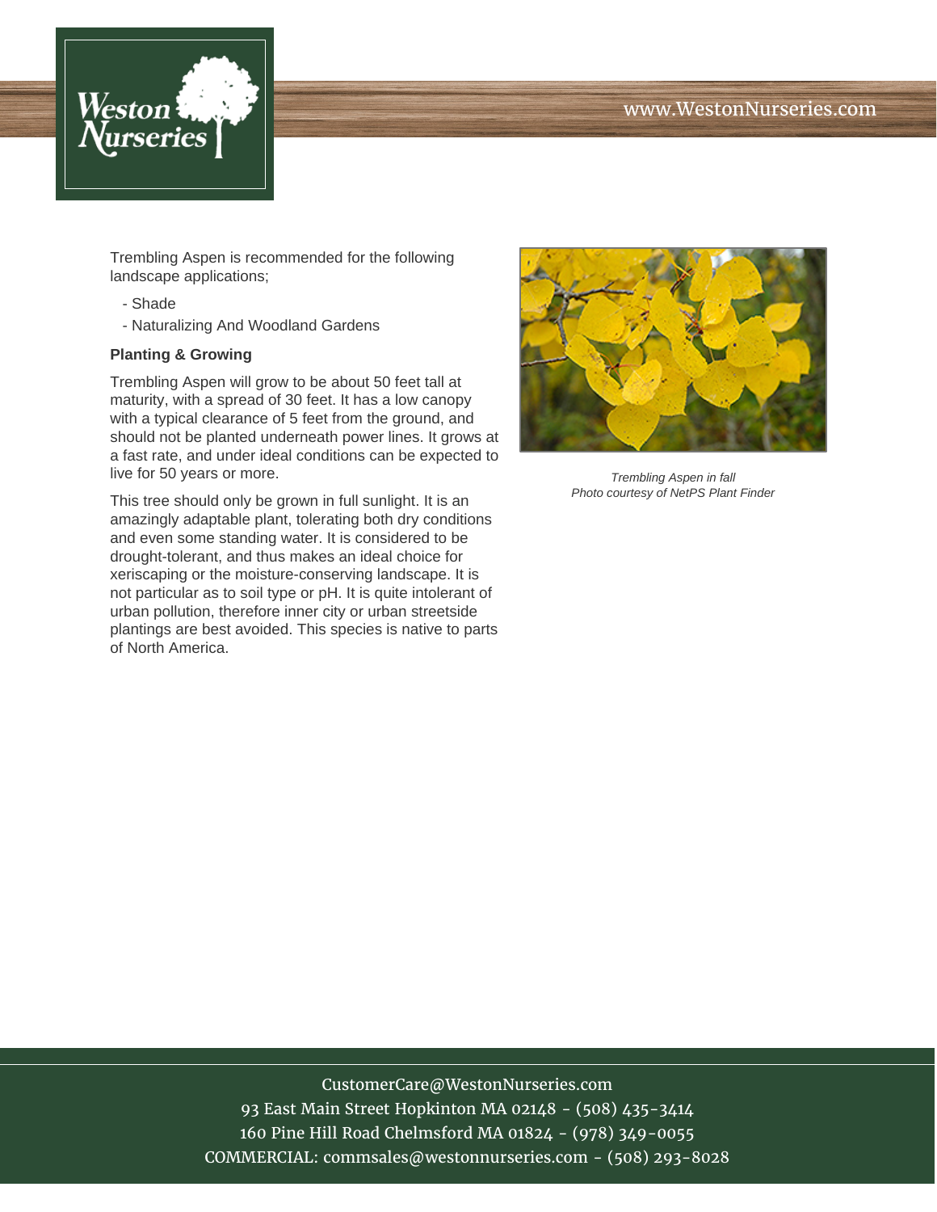Trembling Aspen is recommended for the following landscape applications;

- Shade
- Naturalizing And Woodland Gardens

**Planting & Growing**

Trembling Aspen will grow to be about 50 feet tall at maturity, with a spread of 30 feet. It has a low canopy with a typical clearance of 5 feet from the ground, and should not be planted underneath power lines. It grows at a fast rate, and under ideal conditions can be expected to live for 50 years or more.

This tree should only be grown in full sunlight. It is an amazingly adaptable plant, tolerating both dry conditions and even some standing water. It is considered to be drought-tolerant, and thus makes an ideal choice for xeriscaping or the moisture-conserving landscape. It is not particular as to soil type or pH. It is quite intolerant of urban pollution, therefore inner city or urban streetside plantings are best avoided. This species is native to parts of North America.

*Trembling Aspen in fall*
*Photo courtesy of NetPS Plant Finder*